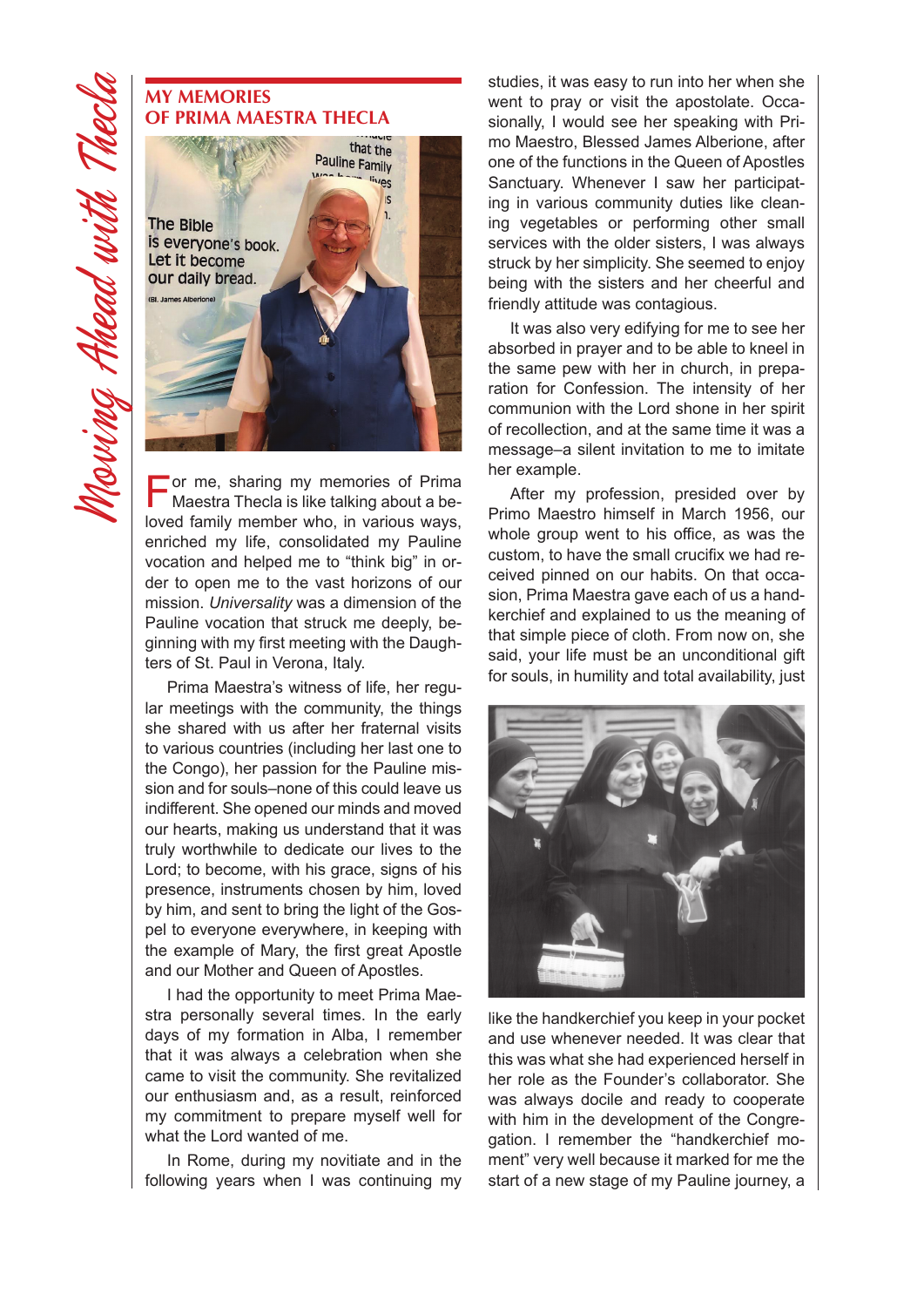## MY MEMORIES OF PRIMA MAESTRA THECLA

For me, sharing my memories of Prima Maestra Thecla is like talking about a beloved family member who, in various ways, enriched my life, consolidated my Pauline vocation and helped me to "think big" in order to open me to the vast horizons of our mission. *Universality* was a dimension of the Pauline vocation that struck me deeply, beginning with my first meeting with the Daughters of St. Paul in Verona, Italy.

Prima Maestra's witness of life, her regular meetings with the community, the things she shared with us after her fraternal visits to various countries (including her last one to the Congo), her passion for the Pauline mission and for souls–none of this could leave us indifferent. She opened our minds and moved our hearts, making us understand that it was truly worthwhile to dedicate our lives to the Lord; to become, with his grace, signs of his presence, instruments chosen by him, loved by him, and sent to bring the light of the Gospel to everyone everywhere, in keeping with the example of Mary, the first great Apostle and our Mother and Queen of Apostles.

I had the opportunity to meet Prima Maestra personally several times. In the early days of my formation in Alba, I remember that it was always a celebration when she came to visit the community. She revitalized our enthusiasm and, as a result, reinforced my commitment to prepare myself well for what the Lord wanted of me.

In Rome, during my novitiate and in the following years when I was continuing my studies, it was easy to run into her when she went to pray or visit the apostolate. Occasionally, I would see her speaking with Primo Maestro, Blessed James Alberione, after one of the functions in the Queen of Apostles Sanctuary. Whenever I saw her participating in various community duties like cleaning vegetables or performing other small services with the older sisters, I was always struck by her simplicity. She seemed to enjoy being with the sisters and her cheerful and friendly attitude was contagious.

It was also very edifying for me to see her absorbed in prayer and to be able to kneel in the same pew with her in church, in preparation for Confession. The intensity of her communion with the Lord shone in her spirit of recollection, and at the same time it was a message–a silent invitation to me to imitate her example.

After my profession, presided over by Primo Maestro himself in March 1956, our whole group went to his office, as was the custom, to have the small crucifix we had received pinned on our habits. On that occasion, Prima Maestra gave each of us a handkerchief and explained to us the meaning of that simple piece of cloth. From now on, she said, your life must be an unconditional gift for souls, in humility and total availability, just like the handkerchief you keep in your pocket and use whenever needed. It was clear that this was what she had experienced herself in her role as the Founder's collaborator. She was always docile and ready to cooperate with him in the development of the Congregation. I remember the "handkerchief moment" very well because it marked for me the start of a new stage of my Pauline journey, a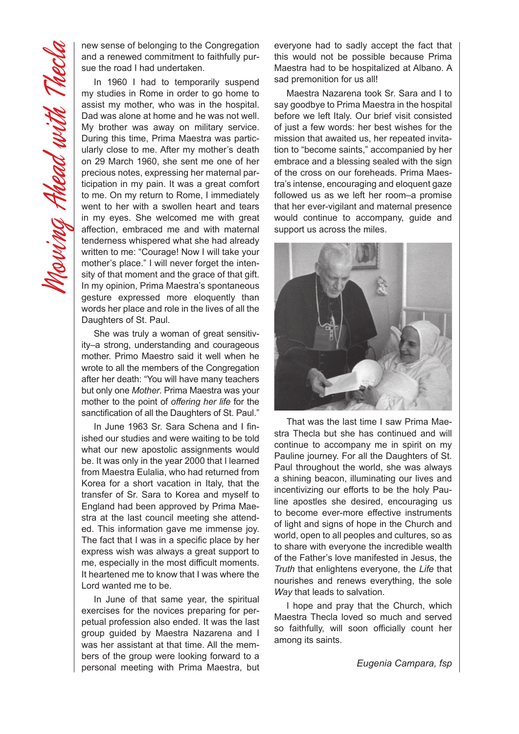new sense of belonging to the Congregation and a renewed commitment to faithfully pursue the road I had undertaken.

In 1960 I had to temporarily suspend my studies in Rome in order to go home to assist my mother, who was in the hospital. Dad was alone at home and he was not well. My brother was away on military service. During this time, Prima Maestra was particularly close to me. After my mother's death on 29 March 1960, she sent me one of her precious notes, expressing her maternal participation in my pain. It was a great comfort to me. On my return to Rome, I immediately went to her with a swollen heart and tears in my eyes. She welcomed me with great affection, embraced me and with maternal tenderness whispered what she had already written to me: "Courage! Now I will take your mother's place." I will never forget the intensity of that moment and the grace of that gift. In my opinion, Prima Maestra's spontaneous gesture expressed more eloquently than words her place and role in the lives of all the Daughters of St. Paul.

She was truly a woman of great sensitivity–a strong, understanding and courageous mother. Primo Maestro said it well when he wrote to all the members of the Congregation after her death: "You will have many teachers but only one *Mother*. Prima Maestra was your mother to the point of *offering her life* for the sanctification of all the Daughters of St. Paul."

In June 1963 Sr. Sara Schena and I finished our studies and were waiting to be told what our new apostolic assignments would be. It was only in the year 2000 that I learned from Maestra Eulalia, who had returned from Korea for a short vacation in Italy, that the transfer of Sr. Sara to Korea and myself to England had been approved by Prima Maestra at the last council meeting she attended. This information gave me immense joy. The fact that I was in a specific place by her express wish was always a great support to me, especially in the most difficult moments. It heartened me to know that I was where the Lord wanted me to be.

In June of that same year, the spiritual exercises for the novices preparing for perpetual profession also ended. It was the last group guided by Maestra Nazarena and I was her assistant at that time. All the members of the group were looking forward to a personal meeting with Prima Maestra, but everyone had to sadly accept the fact that this would not be possible because Prima Maestra had to be hospitalized at Albano. A sad premonition for us all!

Maestra Nazarena took Sr. Sara and I to say goodbye to Prima Maestra in the hospital before we left Italy. Our brief visit consisted of just a few words: her best wishes for the mission that awaited us, her repeated invitation to "become saints," accompanied by her embrace and a blessing sealed with the sign of the cross on our foreheads. Prima Maestra's intense, encouraging and eloquent gaze followed us as we left her room–a promise that her ever-vigilant and maternal presence would continue to accompany, guide and support us across the miles.

That was the last time I saw Prima Maestra Thecla but she has continued and will continue to accompany me in spirit on my Pauline journey. For all the Daughters of St. Paul throughout the world, she was always a shining beacon, illuminating our lives and incentivizing our efforts to be the holy Pauline apostles she desired, encouraging us to become ever-more effective instruments of light and signs of hope in the Church and world, open to all peoples and cultures, so as to share with everyone the incredible wealth of the Father's love manifested in Jesus, the *Truth* that enlightens everyone, the *Life* that nourishes and renews everything, the sole *Way* that leads to salvation.

I hope and pray that the Church, which Maestra Thecla loved so much and served so faithfully, will soon officially count her among its saints.

*Eugenia Campara, fsp*